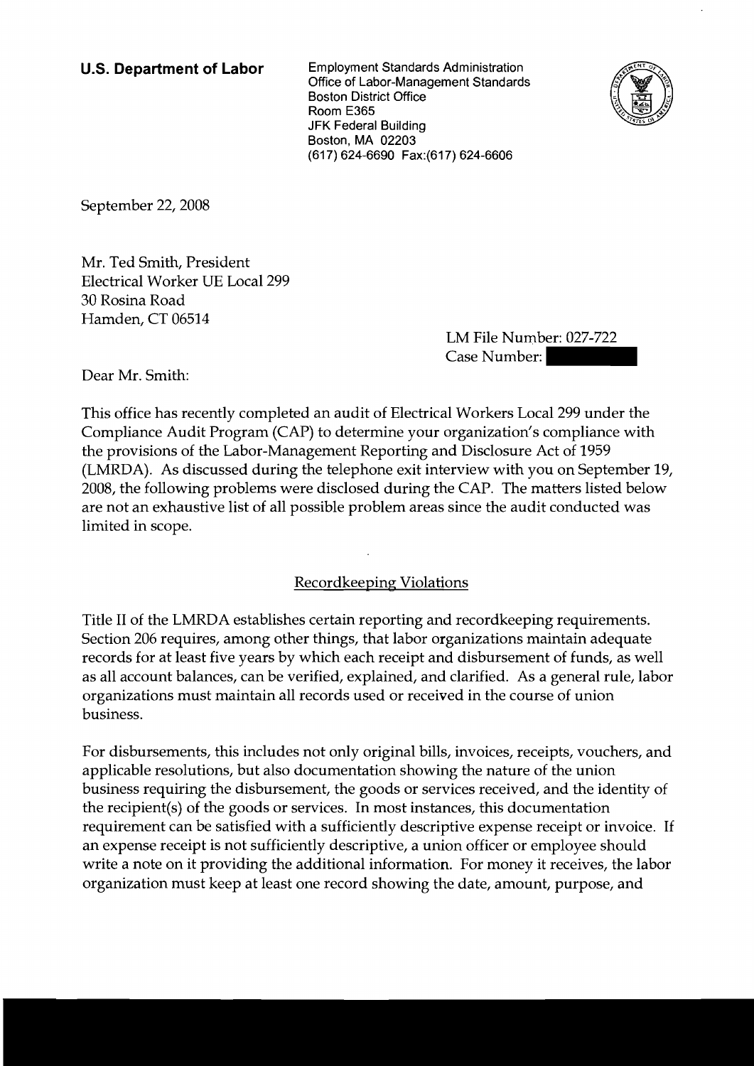**U.S. Department of Labor**

Employment Standards Administration
Office of Labor-Management Standards
Boston District Office
Room E365
JFK Federal Building
Boston, MA 02203
(617) 624-6690 Fax:(617) 624-6606

September 22, 2008

Mr. Ted Smith, President
Electrical Worker UE Local 299
30 Rosina Road
Hamden, CT 06514

LM File Number: 027-722
Case Number:

Dear Mr. Smith:

This office has recently completed an audit of Electrical Workers Local 299 under the Compliance Audit Program (CAP) to determine your organization's compliance with the provisions of the Labor-Management Reporting and Disclosure Act of 1959 (LMRDA). As discussed during the telephone exit interview with you on September 19, 2008, the following problems were disclosed during the CAP. The matters listed below are not an exhaustive list of all possible problem areas since the audit conducted was limited in scope.

## Recordkeeping Violations

Title II of the LMRDA establishes certain reporting and recordkeeping requirements. Section 206 requires, among other things, that labor organizations maintain adequate records for at least five years by which each receipt and disbursement of funds, as well as all account balances, can be verified, explained, and clarified. As a general rule, labor organizations must maintain all records used or received in the course of union business.

For disbursements, this includes not only original bills, invoices, receipts, vouchers, and applicable resolutions, but also documentation showing the nature of the union business requiring the disbursement, the goods or services received, and the identity of the recipient(s) of the goods or services. In most instances, this documentation requirement can be satisfied with a sufficiently descriptive expense receipt or invoice. If an expense receipt is not sufficiently descriptive, a union officer or employee should write a note on it providing the additional information. For money it receives, the labor organization must keep at least one record showing the date, amount, purpose, and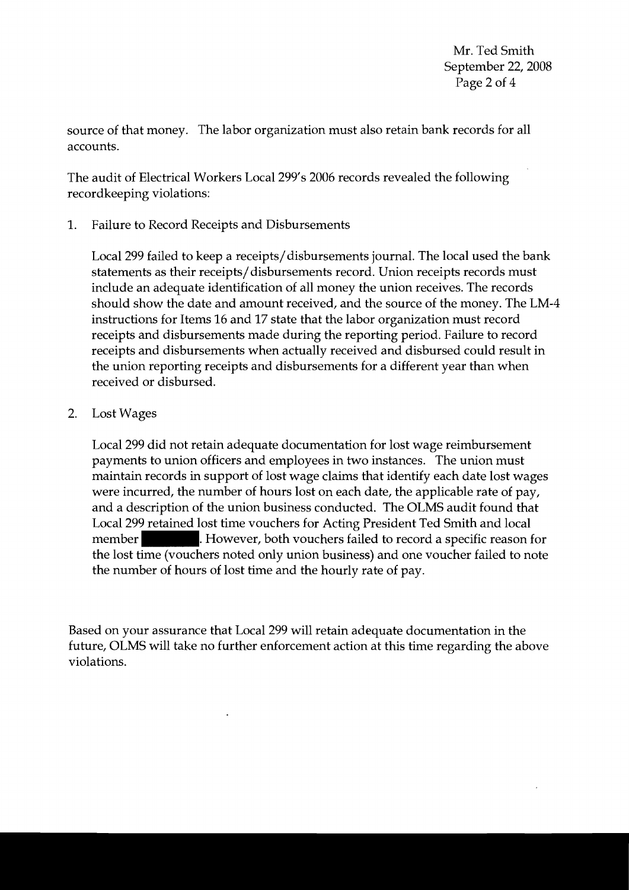source of that money. The labor organization must also retain bank records for all accounts.

The audit of Electrical Workers Local 299's 2006 records revealed the following recordkeeping violations:

1. Failure to Record Receipts and Disbursements

   Local 299 failed to keep a receipts/disbursements journal. The local used the bank statements as their receipts/disbursements record. Union receipts records must include an adequate identification of all money the union receives. The records should show the date and amount received, and the source of the money. The LM-4 instructions for Items 16 and 17 state that the labor organization must record receipts and disbursements made during the reporting period. Failure to record receipts and disbursements when actually received and disbursed could result in the union reporting receipts and disbursements for a different year than when received or disbursed.

2. Lost Wages

   Local 299 did not retain adequate documentation for lost wage reimbursement payments to union officers and employees in two instances. The union must maintain records in support of lost wage claims that identify each date lost wages were incurred, the number of hours lost on each date, the applicable rate of pay, and a description of the union business conducted. The OLMS audit found that Local 299 retained lost time vouchers for Acting President Ted Smith and local member [REDACTED]. However, both vouchers failed to record a specific reason for the lost time (vouchers noted only union business) and one voucher failed to note the number of hours of lost time and the hourly rate of pay.

Based on your assurance that Local 299 will retain adequate documentation in the future, OLMS will take no further enforcement action at this time regarding the above violations.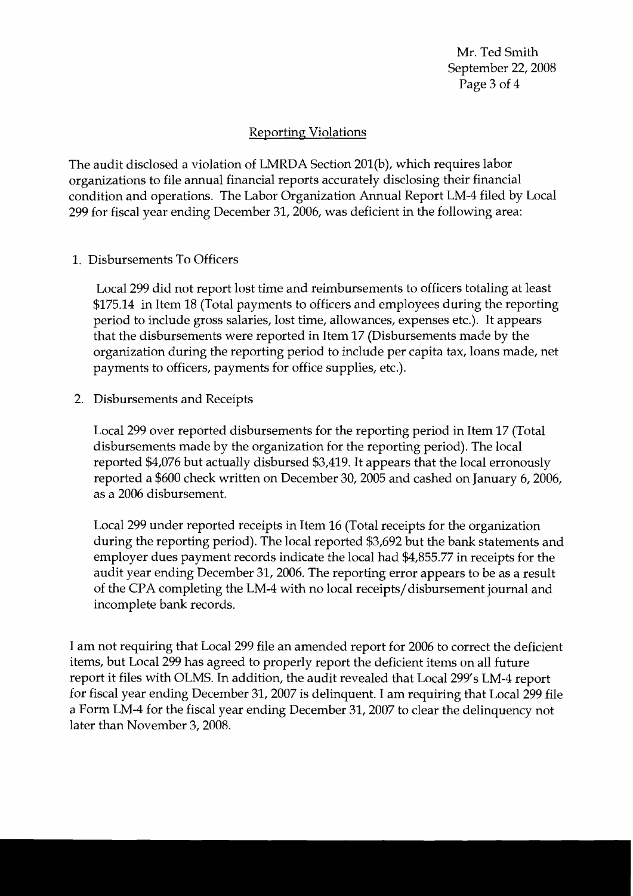## Reporting Violations

The audit disclosed a violation of LMRDA Section 201(b), which requires labor organizations to file annual financial reports accurately disclosing their financial condition and operations. The Labor Organization Annual Report LM-4 filed by Local 299 for fiscal year ending December 31, 2006, was deficient in the following area:

1. Disbursements To Officers

   Local 299 did not report lost time and reimbursements to officers totaling at least $175.14 in Item 18 (Total payments to officers and employees during the reporting period to include gross salaries, lost time, allowances, expenses etc.). It appears that the disbursements were reported in Item 17 (Disbursements made by the organization during the reporting period to include per capita tax, loans made, net payments to officers, payments for office supplies, etc.).

2. Disbursements and Receipts

   Local 299 over reported disbursements for the reporting period in Item 17 (Total disbursements made by the organization for the reporting period). The local reported $4,076 but actually disbursed $3,419. It appears that the local erronously reported a $600 check written on December 30, 2005 and cashed on January 6, 2006, as a 2006 disbursement.

   Local 299 under reported receipts in Item 16 (Total receipts for the organization during the reporting period). The local reported $3,692 but the bank statements and employer dues payment records indicate the local had $4,855.77 in receipts for the audit year ending December 31, 2006. The reporting error appears to be as a result of the CPA completing the LM-4 with no local receipts/disbursement journal and incomplete bank records.

I am not requiring that Local 299 file an amended report for 2006 to correct the deficient items, but Local 299 has agreed to properly report the deficient items on all future report it files with OLMS. In addition, the audit revealed that Local 299's LM-4 report for fiscal year ending December 31, 2007 is delinquent. I am requiring that Local 299 file a Form LM-4 for the fiscal year ending December 31, 2007 to clear the delinquency not later than November 3, 2008.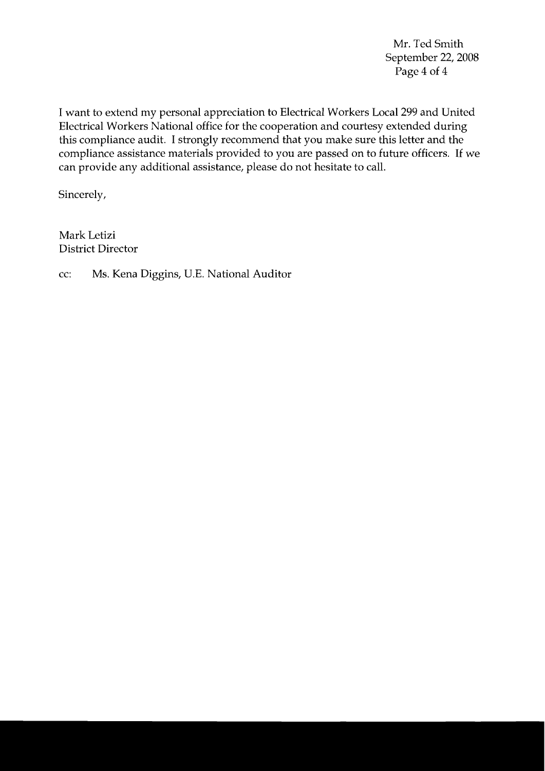I want to extend my personal appreciation to Electrical Workers Local 299 and United Electrical Workers National office for the cooperation and courtesy extended during this compliance audit. I strongly recommend that you make sure this letter and the compliance assistance materials provided to you are passed on to future officers. If we can provide any additional assistance, please do not hesitate to call.

Sincerely,

Mark Letizi
District Director

cc: Ms. Kena Diggins, U.E. National Auditor